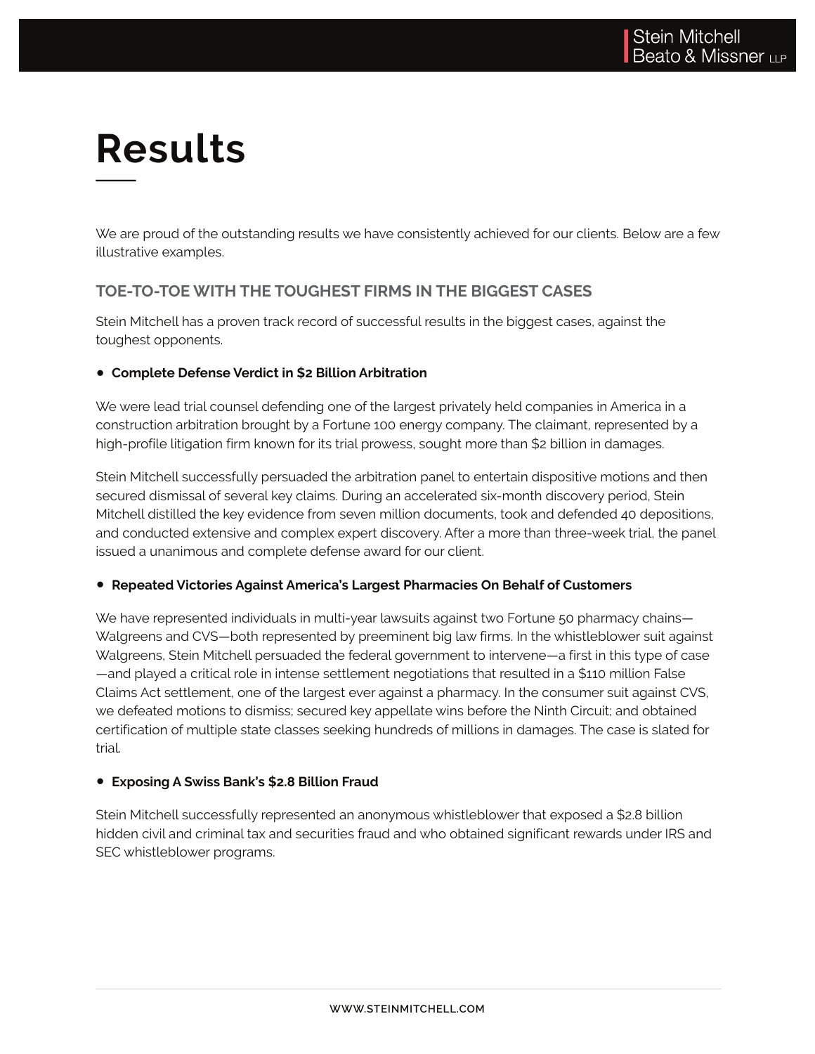# Results

We are proud of the outstanding results we have consistently achieved for our clients. Below are a few illustrative examples.

## TOE-TO-TOE WITH THE TOUGHEST FIRMS IN THE BIGGEST CASES

Stein Mitchell has a proven track record of successful results in the biggest cases, against the toughest opponents.

- **Complete Defense Verdict in $2 Billion Arbitration**

We were lead trial counsel defending one of the largest privately held companies in America in a construction arbitration brought by a Fortune 100 energy company. The claimant, represented by a high-profile litigation firm known for its trial prowess, sought more than $2 billion in damages.

Stein Mitchell successfully persuaded the arbitration panel to entertain dispositive motions and then secured dismissal of several key claims. During an accelerated six-month discovery period, Stein Mitchell distilled the key evidence from seven million documents, took and defended 40 depositions, and conducted extensive and complex expert discovery. After a more than three-week trial, the panel issued a unanimous and complete defense award for our client.

- **Repeated Victories Against America's Largest Pharmacies On Behalf of Customers**

We have represented individuals in multi-year lawsuits against two Fortune 50 pharmacy chains—Walgreens and CVS—both represented by preeminent big law firms. In the whistleblower suit against Walgreens, Stein Mitchell persuaded the federal government to intervene—a first in this type of case—and played a critical role in intense settlement negotiations that resulted in a $110 million False Claims Act settlement, one of the largest ever against a pharmacy. In the consumer suit against CVS, we defeated motions to dismiss; secured key appellate wins before the Ninth Circuit; and obtained certification of multiple state classes seeking hundreds of millions in damages. The case is slated for trial.

- **Exposing A Swiss Bank's $2.8 Billion Fraud**

Stein Mitchell successfully represented an anonymous whistleblower that exposed a $2.8 billion hidden civil and criminal tax and securities fraud and who obtained significant rewards under IRS and SEC whistleblower programs.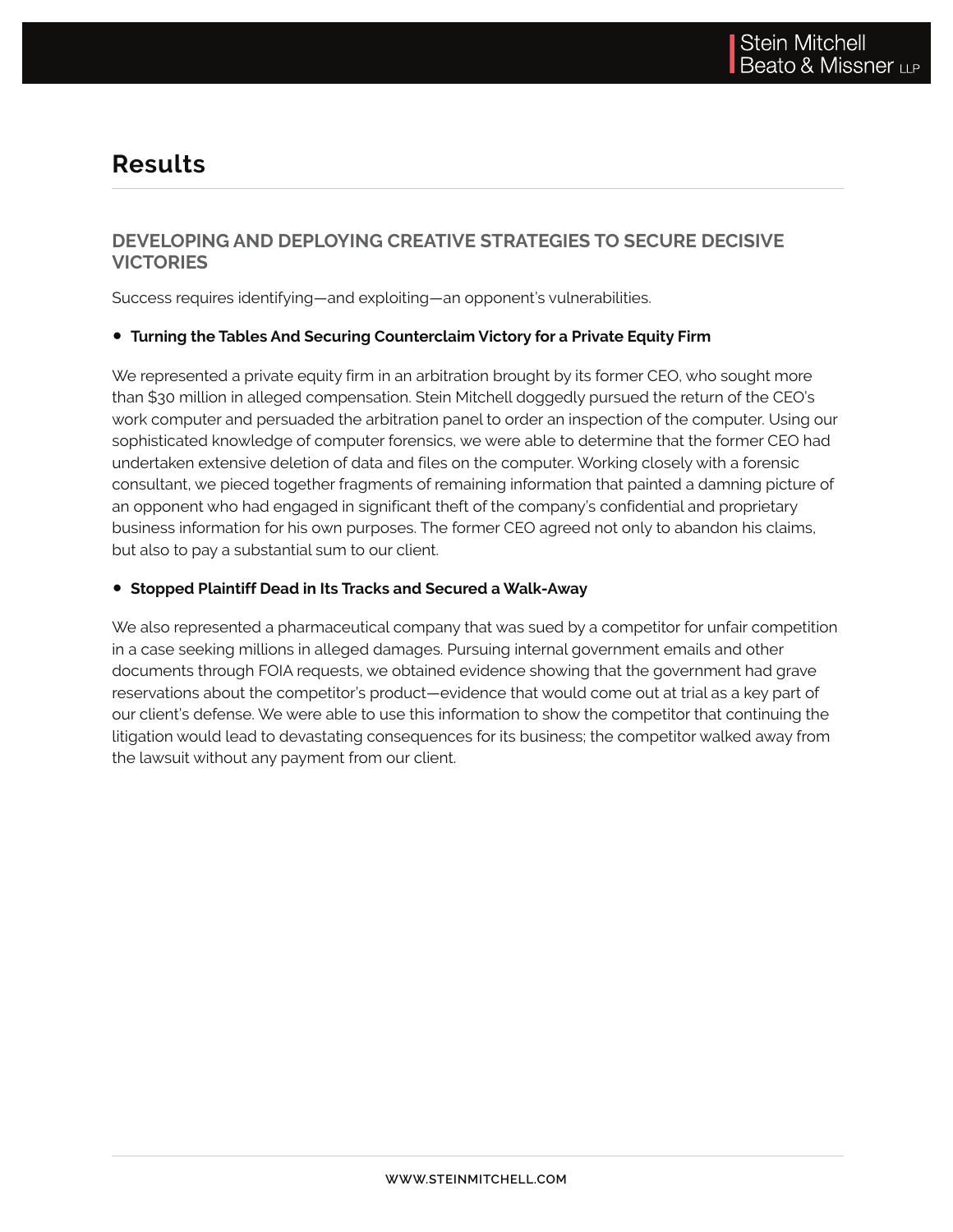## Results

### DEVELOPING AND DEPLOYING CREATIVE STRATEGIES TO SECURE DECISIVE VICTORIES

Success requires identifying—and exploiting—an opponent's vulnerabilities.

- **Turning the Tables And Securing Counterclaim Victory for a Private Equity Firm**

We represented a private equity firm in an arbitration brought by its former CEO, who sought more than $30 million in alleged compensation. Stein Mitchell doggedly pursued the return of the CEO's work computer and persuaded the arbitration panel to order an inspection of the computer. Using our sophisticated knowledge of computer forensics, we were able to determine that the former CEO had undertaken extensive deletion of data and files on the computer. Working closely with a forensic consultant, we pieced together fragments of remaining information that painted a damning picture of an opponent who had engaged in significant theft of the company's confidential and proprietary business information for his own purposes. The former CEO agreed not only to abandon his claims, but also to pay a substantial sum to our client.

- **Stopped Plaintiff Dead in Its Tracks and Secured a Walk-Away**

We also represented a pharmaceutical company that was sued by a competitor for unfair competition in a case seeking millions in alleged damages. Pursuing internal government emails and other documents through FOIA requests, we obtained evidence showing that the government had grave reservations about the competitor's product—evidence that would come out at trial as a key part of our client's defense. We were able to use this information to show the competitor that continuing the litigation would lead to devastating consequences for its business; the competitor walked away from the lawsuit without any payment from our client.